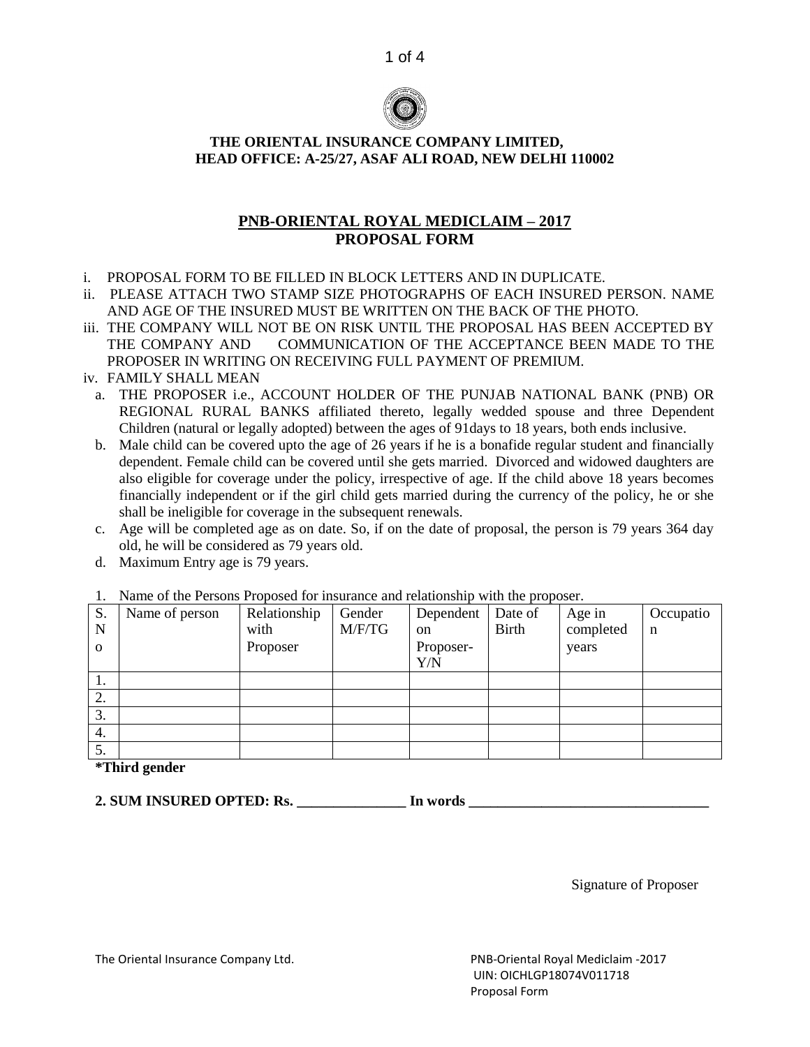**THE ORIENTAL INSURANCE COMPANY LIMITED,**
**HEAD OFFICE: A-25/27, ASAF ALI ROAD, NEW DELHI 110002**

# PNB-ORIENTAL ROYAL MEDICLAIM – 2017
# PROPOSAL FORM

i. PROPOSAL FORM TO BE FILLED IN BLOCK LETTERS AND IN DUPLICATE.

ii. PLEASE ATTACH TWO STAMP SIZE PHOTOGRAPHS OF EACH INSURED PERSON. NAME AND AGE OF THE INSURED MUST BE WRITTEN ON THE BACK OF THE PHOTO.

iii. THE COMPANY WILL NOT BE ON RISK UNTIL THE PROPOSAL HAS BEEN ACCEPTED BY THE COMPANY AND COMMUNICATION OF THE ACCEPTANCE BEEN MADE TO THE PROPOSER IN WRITING ON RECEIVING FULL PAYMENT OF PREMIUM.

iv. FAMILY SHALL MEAN

a. THE PROPOSER i.e., ACCOUNT HOLDER OF THE PUNJAB NATIONAL BANK (PNB) OR REGIONAL RURAL BANKS affiliated thereto, legally wedded spouse and three Dependent Children (natural or legally adopted) between the ages of 91days to 18 years, both ends inclusive.

b. Male child can be covered upto the age of 26 years if he is a bonafide regular student and financially dependent. Female child can be covered until she gets married. Divorced and widowed daughters are also eligible for coverage under the policy, irrespective of age. If the child above 18 years becomes financially independent or if the girl child gets married during the currency of the policy, he or she shall be ineligible for coverage in the subsequent renewals.

c. Age will be completed age as on date. So, if on the date of proposal, the person is 79 years 364 day old, he will be considered as 79 years old.

d. Maximum Entry age is 79 years.

1. Name of the Persons Proposed for insurance and relationship with the proposer.

| S. No | Name of person | Relationship with Proposer | Gender M/F/TG | Dependent on Proposer-Y/N | Date of Birth | Age in completed years | Occupation |
|---|---|---|---|---|---|---|---|
| 1. | | | | | | | |
| 2. | | | | | | | |
| 3. | | | | | | | |
| 4. | | | | | | | |
| 5. | | | | | | | |

**\*Third gender**

**2. SUM INSURED OPTED: Rs. _______________ In words _________________________________**

Signature of Proposer

The Oriental Insurance Company Ltd.

PNB-Oriental Royal Mediclaim -2017
UIN: OICHLGP18074V011718
Proposal Form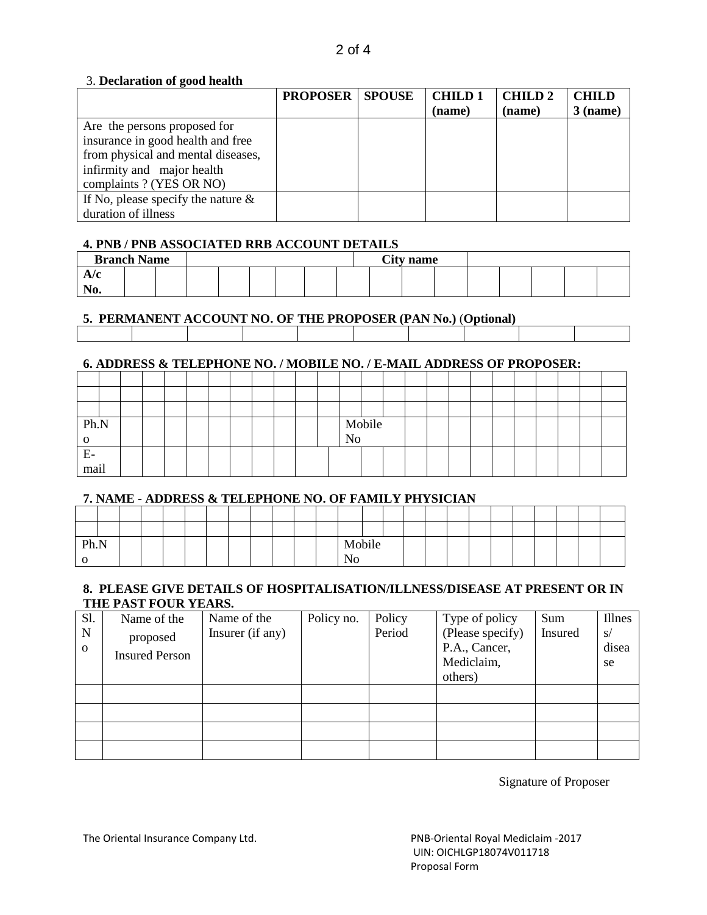### 3. Declaration of good health

| | PROPOSER | SPOUSE | CHILD 1 (name) | CHILD 2 (name) | CHILD 3 (name) |
|---|---|---|---|---|---|
| Are the persons proposed for insurance in good health and free from physical and mental diseases, infirmity and major health complaints ? (YES OR NO) | | | | | |
| If No, please specify the nature & duration of illness | | | | | |

### 4. PNB / PNB ASSOCIATED RRB ACCOUNT DETAILS

| Branch Name | | City name | |
|---|---|---|---|
| A/c No. | | | |

### 5. PERMANENT ACCOUNT NO. OF THE PROPOSER (PAN No.) (Optional)

| | | | | | | | | | |
|---|---|---|---|---|---|---|---|---|---|
| | | | | | | | | | |

### 6. ADDRESS & TELEPHONE NO. / MOBILE NO. / E-MAIL ADDRESS OF PROPOSER:

| | | | |
|---|---|---|---|
| | | | |
| | | | |
| | | | |
| Ph.No | | Mobile No | |
| E-mail | | | |

### 7. NAME - ADDRESS & TELEPHONE NO. OF FAMILY PHYSICIAN

| | | | |
|---|---|---|---|
| | | | |
| | | | |
| Ph.No | | Mobile No | |

### 8. PLEASE GIVE DETAILS OF HOSPITALISATION/ILLNESS/DISEASE AT PRESENT OR IN THE PAST FOUR YEARS.

| Sl. No | Name of the proposed Insured Person | Name of the Insurer (if any) | Policy no. | Policy Period | Type of policy (Please specify) P.A., Cancer, Mediclaim, others) | Sum Insured | Illness/ disease |
|---|---|---|---|---|---|---|---|
| | | | | | | | |
| | | | | | | | |
| | | | | | | | |
| | | | | | | | |

Signature of Proposer

The Oriental Insurance Company Ltd.

PNB-Oriental Royal Mediclaim -2017
UIN: OICHLGP18074V011718
Proposal Form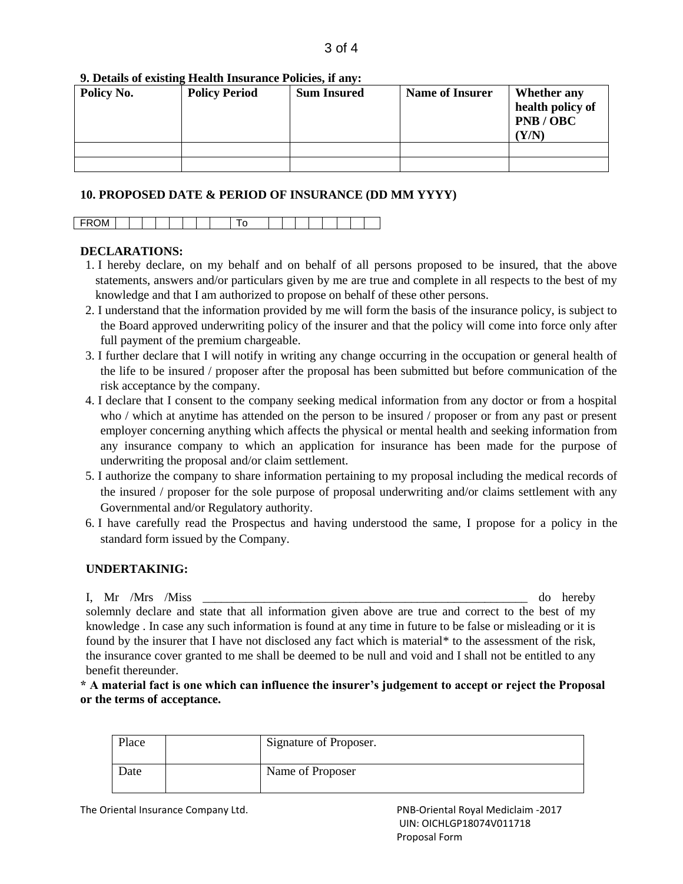**9. Details of existing Health Insurance Policies, if any:**

| Policy No. | Policy Period | Sum Insured | Name of Insurer | Whether any health policy of PNB / OBC (Y/N) |
|---|---|---|---|---|
| | | | | |
| | | | | |

**10. PROPOSED DATE & PERIOD OF INSURANCE (DD MM YYYY)**

| FROM | | | | | | | | | To | | | | | | | | |
|---|---|---|---|---|---|---|---|---|---|---|---|---|---|---|---|---|---|

**DECLARATIONS:**

1. I hereby declare, on my behalf and on behalf of all persons proposed to be insured, that the above statements, answers and/or particulars given by me are true and complete in all respects to the best of my knowledge and that I am authorized to propose on behalf of these other persons.
2. I understand that the information provided by me will form the basis of the insurance policy, is subject to the Board approved underwriting policy of the insurer and that the policy will come into force only after full payment of the premium chargeable.
3. I further declare that I will notify in writing any change occurring in the occupation or general health of the life to be insured / proposer after the proposal has been submitted but before communication of the risk acceptance by the company.
4. I declare that I consent to the company seeking medical information from any doctor or from a hospital who / which at anytime has attended on the person to be insured / proposer or from any past or present employer concerning anything which affects the physical or mental health and seeking information from any insurance company to which an application for insurance has been made for the purpose of underwriting the proposal and/or claim settlement.
5. I authorize the company to share information pertaining to my proposal including the medical records of the insured / proposer for the sole purpose of proposal underwriting and/or claims settlement with any Governmental and/or Regulatory authority.
6. I have carefully read the Prospectus and having understood the same, I propose for a policy in the standard form issued by the Company.

**UNDERTAKINIG:**

I, Mr /Mrs /Miss _______________________________________________________ do hereby solemnly declare and state that all information given above are true and correct to the best of my knowledge . In case any such information is found at any time in future to be false or misleading or it is found by the insurer that I have not disclosed any fact which is material* to the assessment of the risk, the insurance cover granted to me shall be deemed to be null and void and I shall not be entitled to any benefit thereunder.

**\* A material fact is one which can influence the insurer's judgement to accept or reject the Proposal or the terms of acceptance.**

| Place | | Signature of Proposer. |
|---|---|---|
| Date | | Name of Proposer |

The Oriental Insurance Company Ltd.

PNB-Oriental Royal Mediclaim -2017
UIN: OICHLGP18074V011718
Proposal Form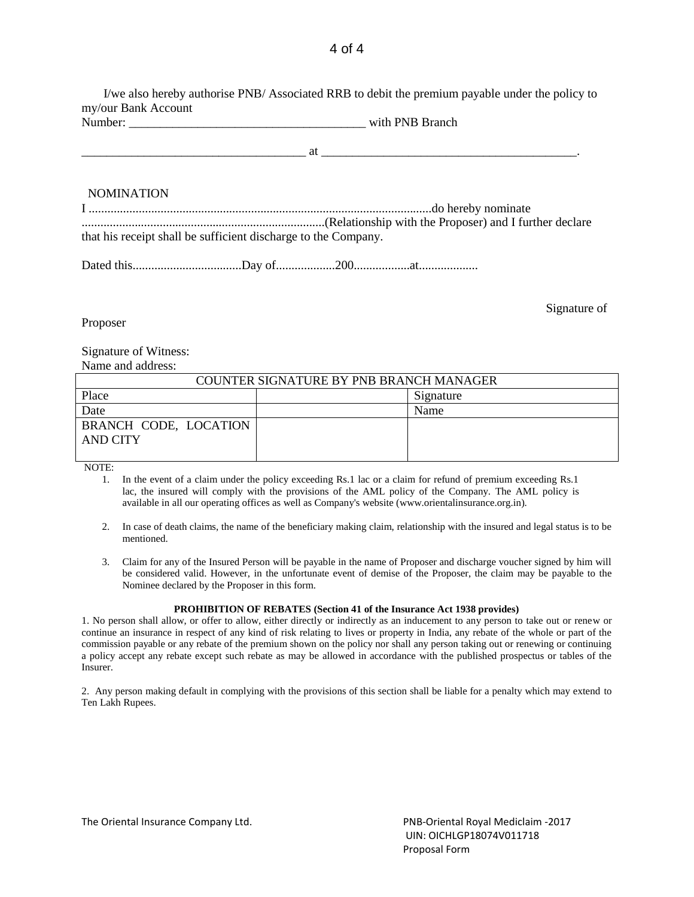I/we also hereby authorise PNB/ Associated RRB to debit the premium payable under the policy to my/our Bank Account Number: ______________________________________ with PNB Branch

___________________________________ at ________________________________________.

NOMINATION

I .............................................................................................................do hereby nominate ..............................................................................(Relationship with the Proposer) and I further declare that his receipt shall be sufficient discharge to the Company.

Dated this...................................Day of...................200..................at...................

Signature of Proposer

Signature of Witness:
Name and address:

| COUNTER SIGNATURE BY PNB BRANCH MANAGER | | |
|---|---|---|
| Place | | Signature |
| Date | | Name |
| BRANCH CODE, LOCATION AND CITY | | |

NOTE:

1. In the event of a claim under the policy exceeding Rs.1 lac or a claim for refund of premium exceeding Rs.1 lac, the insured will comply with the provisions of the AML policy of the Company. The AML policy is available in all our operating offices as well as Company's website (www.orientalinsurance.org.in).
2. In case of death claims, the name of the beneficiary making claim, relationship with the insured and legal status is to be mentioned.
3. Claim for any of the Insured Person will be payable in the name of Proposer and discharge voucher signed by him will be considered valid. However, in the unfortunate event of demise of the Proposer, the claim may be payable to the Nominee declared by the Proposer in this form.

**PROHIBITION OF REBATES (Section 41 of the Insurance Act 1938 provides)**

1. No person shall allow, or offer to allow, either directly or indirectly as an inducement to any person to take out or renew or continue an insurance in respect of any kind of risk relating to lives or property in India, any rebate of the whole or part of the commission payable or any rebate of the premium shown on the policy nor shall any person taking out or renewing or continuing a policy accept any rebate except such rebate as may be allowed in accordance with the published prospectus or tables of the Insurer.

2. Any person making default in complying with the provisions of this section shall be liable for a penalty which may extend to Ten Lakh Rupees.